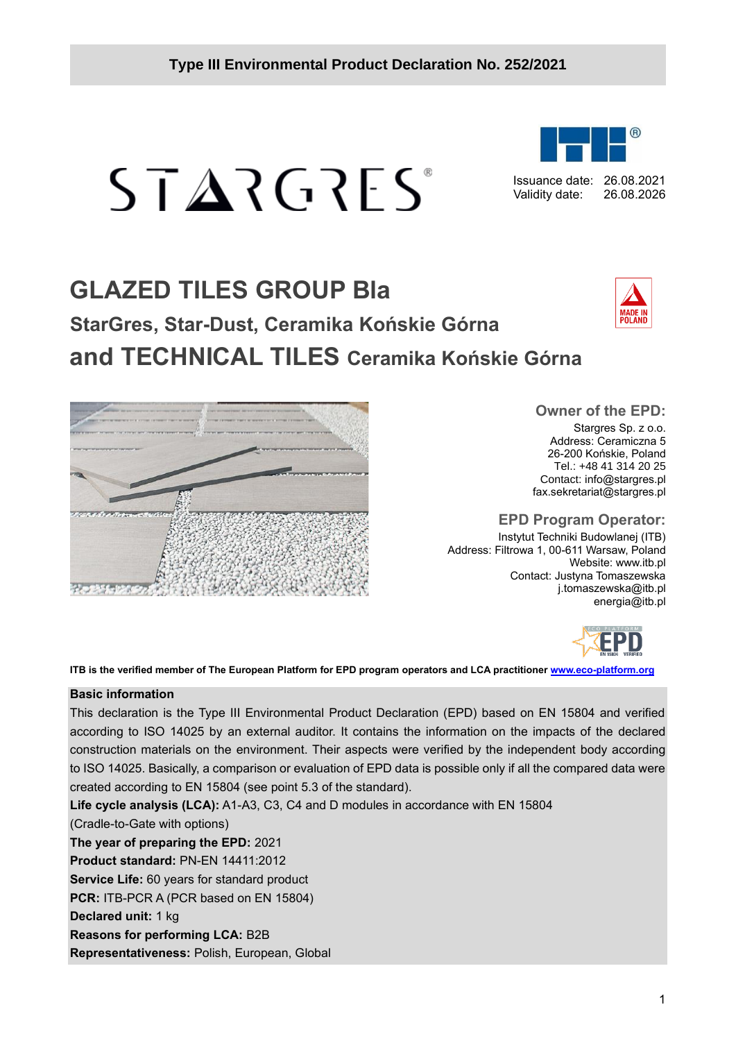**Type III Environmental Product Declaration No. 252/2021**

STARGRES®

Issuance date: 26.08.2021
Validity date: 26.08.2026

# GLAZED TILES GROUP BIa

## StarGres, Star-Dust, Ceramika Końskie Górna

## and TECHNICAL TILES Ceramika Końskie Górna

MADE IN POLAND

### Owner of the EPD:

Stargres Sp. z o.o.
Address: Ceramiczna 5
26-200 Końskie, Poland
Tel.: +48 41 314 20 25
Contact: info@stargres.pl
fax.sekretariat@stargres.pl

### EPD Program Operator:

Instytut Techniki Budowlanej (ITB)
Address: Filtrowa 1, 00-611 Warsaw, Poland
Website: www.itb.pl
Contact: Justyna Tomaszewska
j.tomaszewska@itb.pl
energia@itb.pl

**ITB is the verified member of The European Platform for EPD program operators and LCA practitioner [www.eco-platform.org](http://www.eco-platform.org)**

**Basic information**

This declaration is the Type III Environmental Product Declaration (EPD) based on EN 15804 and verified according to ISO 14025 by an external auditor. It contains the information on the impacts of the declared construction materials on the environment. Their aspects were verified by the independent body according to ISO 14025. Basically, a comparison or evaluation of EPD data is possible only if all the compared data were created according to EN 15804 (see point 5.3 of the standard).

**Life cycle analysis (LCA):** A1-A3, C3, C4 and D modules in accordance with EN 15804 (Cradle-to-Gate with options)

**The year of preparing the EPD:** 2021

**Product standard:** PN-EN 14411:2012

**Service Life:** 60 years for standard product

**PCR:** ITB-PCR A (PCR based on EN 15804)

**Declared unit:** 1 kg

**Reasons for performing LCA:** B2B

**Representativeness:** Polish, European, Global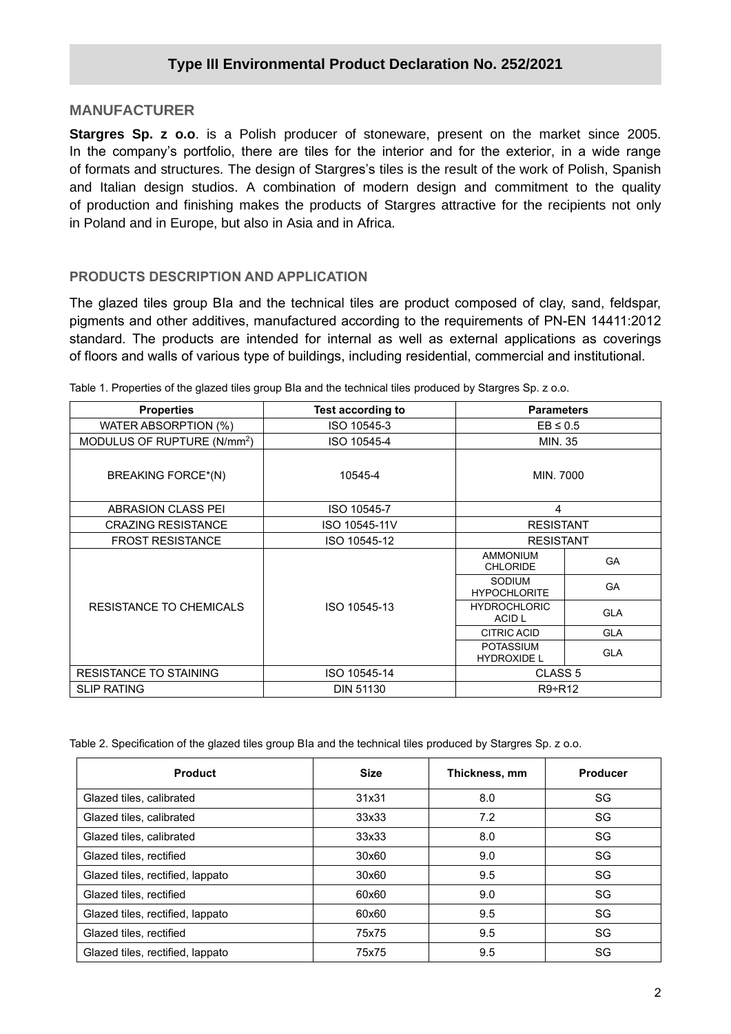## Type III Environmental Product Declaration No. 252/2021

### MANUFACTURER

**Stargres Sp. z o.o**. is a Polish producer of stoneware, present on the market since 2005. In the company's portfolio, there are tiles for the interior and for the exterior, in a wide range of formats and structures. The design of Stargres's tiles is the result of the work of Polish, Spanish and Italian design studios. A combination of modern design and commitment to the quality of production and finishing makes the products of Stargres attractive for the recipients not only in Poland and in Europe, but also in Asia and in Africa.

### PRODUCTS DESCRIPTION AND APPLICATION

The glazed tiles group BIa and the technical tiles are product composed of clay, sand, feldspar, pigments and other additives, manufactured according to the requirements of PN-EN 14411:2012 standard. The products are intended for internal as well as external applications as coverings of floors and walls of various type of buildings, including residential, commercial and institutional.

Table 1. Properties of the glazed tiles group BIa and the technical tiles produced by Stargres Sp. z o.o.

| Properties | Test according to | Parameters | |
|---|---|---|---|
| WATER ABSORPTION (%) | ISO 10545-3 | EB ≤ 0.5 | |
| MODULUS OF RUPTURE (N/mm$^2$) | ISO 10545-4 | MIN. 35 | |
| BREAKING FORCE*(N) | 10545-4 | MIN. 7000 | |
| ABRASION CLASS PEI | ISO 10545-7 | 4 | |
| CRAZING RESISTANCE | ISO 10545-11V | RESISTANT | |
| FROST RESISTANCE | ISO 10545-12 | RESISTANT | |
| RESISTANCE TO CHEMICALS | ISO 10545-13 | AMMONIUM CHLORIDE | GA |
| | | SODIUM HYPOCHLORITE | GA |
| | | HYDROCHLORIC ACID L | GLA |
| | | CITRIC ACID | GLA |
| | | POTASSIUM HYDROXIDE L | GLA |
| RESISTANCE TO STAINING | ISO 10545-14 | CLASS 5 | |
| SLIP RATING | DIN 51130 | R9÷R12 | |

Table 2. Specification of the glazed tiles group BIa and the technical tiles produced by Stargres Sp. z o.o.

| Product | Size | Thickness, mm | Producer |
|---|---|---|---|
| Glazed tiles, calibrated | 31x31 | 8.0 | SG |
| Glazed tiles, calibrated | 33x33 | 7.2 | SG |
| Glazed tiles, calibrated | 33x33 | 8.0 | SG |
| Glazed tiles, rectified | 30x60 | 9.0 | SG |
| Glazed tiles, rectified, lappato | 30x60 | 9.5 | SG |
| Glazed tiles, rectified | 60x60 | 9.0 | SG |
| Glazed tiles, rectified, lappato | 60x60 | 9.5 | SG |
| Glazed tiles, rectified | 75x75 | 9.5 | SG |
| Glazed tiles, rectified, lappato | 75x75 | 9.5 | SG |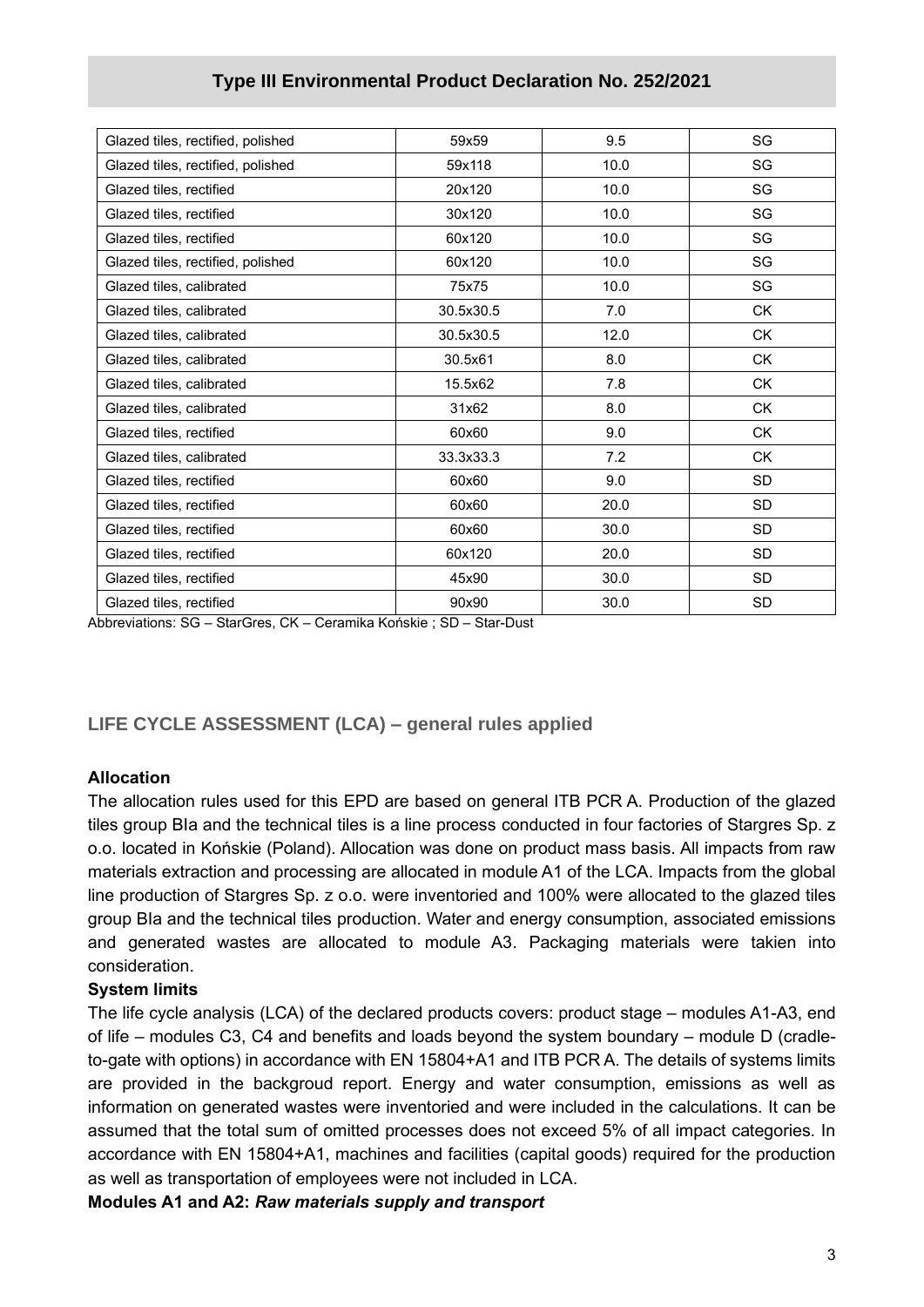| | | | |
|---|---|---|---|
| Glazed tiles, rectified, polished | 59x59 | 9.5 | SG |
| Glazed tiles, rectified, polished | 59x118 | 10.0 | SG |
| Glazed tiles, rectified | 20x120 | 10.0 | SG |
| Glazed tiles, rectified | 30x120 | 10.0 | SG |
| Glazed tiles, rectified | 60x120 | 10.0 | SG |
| Glazed tiles, rectified, polished | 60x120 | 10.0 | SG |
| Glazed tiles, calibrated | 75x75 | 10.0 | SG |
| Glazed tiles, calibrated | 30.5x30.5 | 7.0 | CK |
| Glazed tiles, calibrated | 30.5x30.5 | 12.0 | CK |
| Glazed tiles, calibrated | 30.5x61 | 8.0 | CK |
| Glazed tiles, calibrated | 15.5x62 | 7.8 | CK |
| Glazed tiles, calibrated | 31x62 | 8.0 | CK |
| Glazed tiles, rectified | 60x60 | 9.0 | CK |
| Glazed tiles, calibrated | 33.3x33.3 | 7.2 | CK |
| Glazed tiles, rectified | 60x60 | 9.0 | SD |
| Glazed tiles, rectified | 60x60 | 20.0 | SD |
| Glazed tiles, rectified | 60x60 | 30.0 | SD |
| Glazed tiles, rectified | 60x120 | 20.0 | SD |
| Glazed tiles, rectified | 45x90 | 30.0 | SD |
| Glazed tiles, rectified | 90x90 | 30.0 | SD |

Abbreviations: SG – StarGres, CK – Ceramika Końskie ; SD – Star-Dust

## LIFE CYCLE ASSESSMENT (LCA) – general rules applied

**Allocation**

The allocation rules used for this EPD are based on general ITB PCR A. Production of the glazed tiles group BIa and the technical tiles is a line process conducted in four factories of Stargres Sp. z o.o. located in Końskie (Poland). Allocation was done on product mass basis. All impacts from raw materials extraction and processing are allocated in module A1 of the LCA. Impacts from the global line production of Stargres Sp. z o.o. were inventoried and 100% were allocated to the glazed tiles group BIa and the technical tiles production. Water and energy consumption, associated emissions and generated wastes are allocated to module A3. Packaging materials were takien into consideration.

**System limits**

The life cycle analysis (LCA) of the declared products covers: product stage – modules A1-A3, end of life – modules C3, C4 and benefits and loads beyond the system boundary – module D (cradle-to-gate with options) in accordance with EN 15804+A1 and ITB PCR A. The details of systems limits are provided in the backgroud report. Energy and water consumption, emissions as well as information on generated wastes were inventoried and were included in the calculations. It can be assumed that the total sum of omitted processes does not exceed 5% of all impact categories. In accordance with EN 15804+A1, machines and facilities (capital goods) required for the production as well as transportation of employees were not included in LCA.

**Modules A1 and A2:** ***Raw materials supply and transport***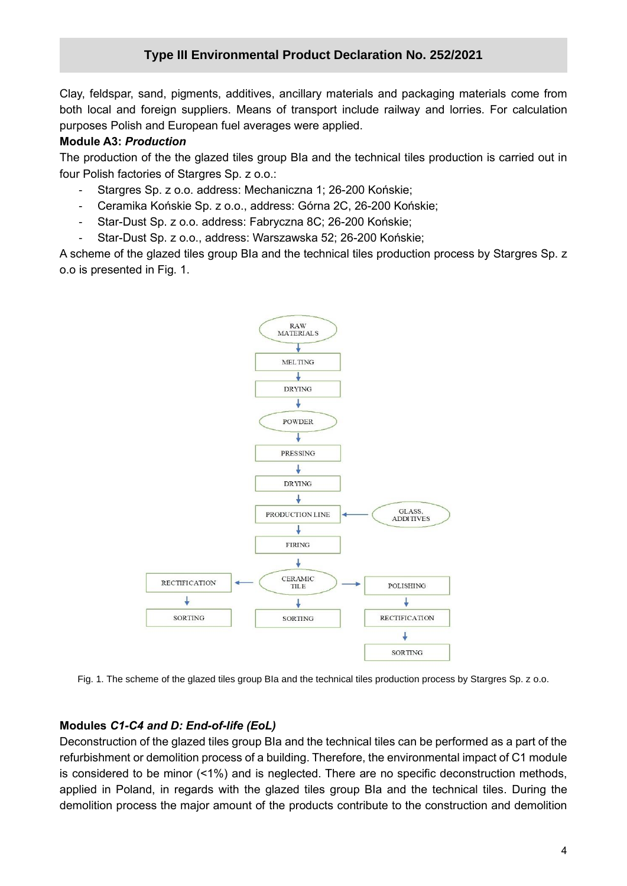Clay, feldspar, sand, pigments, additives, ancillary materials and packaging materials come from both local and foreign suppliers. Means of transport include railway and lorries. For calculation purposes Polish and European fuel averages were applied.

**Module A3:** ***Production***

The production of the the glazed tiles group BIa and the technical tiles production is carried out in four Polish factories of Stargres Sp. z o.o.:

- Stargres Sp. z o.o. address: Mechaniczna 1; 26-200 Końskie;
- Ceramika Końskie Sp. z o.o., address: Górna 2C, 26-200 Końskie;
- Star-Dust Sp. z o.o. address: Fabryczna 8C; 26-200 Końskie;
- Star-Dust Sp. z o.o., address: Warszawska 52; 26-200 Końskie;

A scheme of the glazed tiles group BIa and the technical tiles production process by Stargres Sp. z o.o is presented in Fig. 1.

Fig. 1. The scheme of the glazed tiles group BIa and the technical tiles production process by Stargres Sp. z o.o.

**Modules** ***C1-C4 and D: End-of-life (EoL)***

Deconstruction of the glazed tiles group BIa and the technical tiles can be performed as a part of the refurbishment or demolition process of a building. Therefore, the environmental impact of C1 module is considered to be minor (<1%) and is neglected. There are no specific deconstruction methods, applied in Poland, in regards with the glazed tiles group BIa and the technical tiles. During the demolition process the major amount of the products contribute to the construction and demolition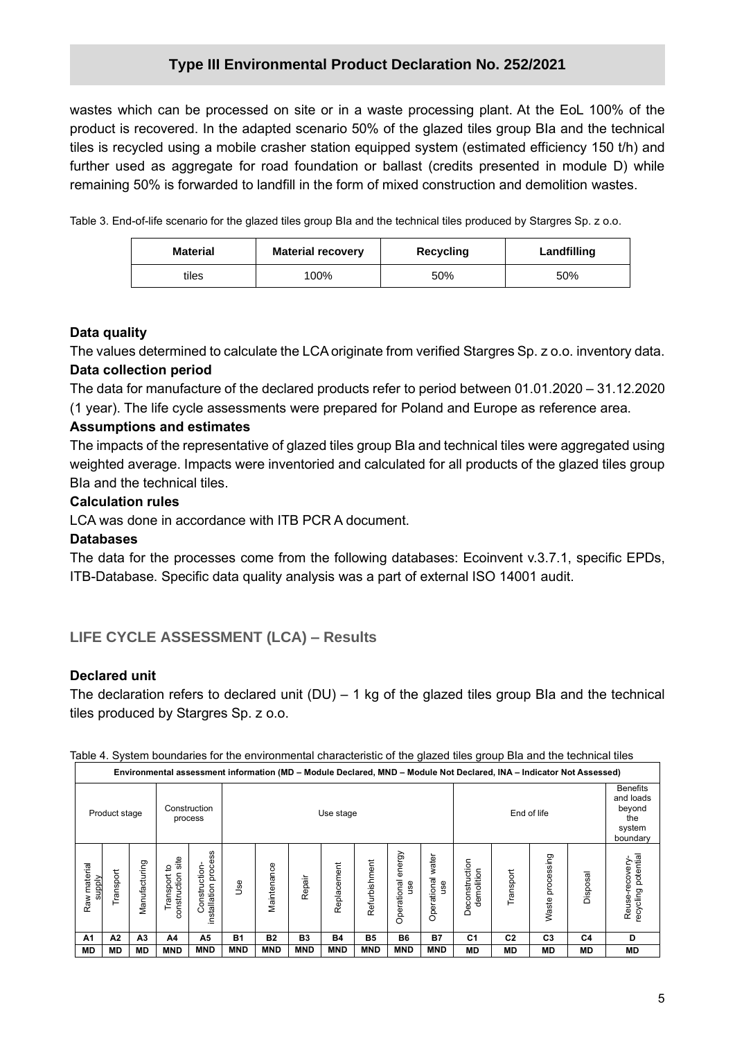wastes which can be processed on site or in a waste processing plant. At the EoL 100% of the product is recovered. In the adapted scenario 50% of the glazed tiles group BIa and the technical tiles is recycled using a mobile crasher station equipped system (estimated efficiency 150 t/h) and further used as aggregate for road foundation or ballast (credits presented in module D) while remaining 50% is forwarded to landfill in the form of mixed construction and demolition wastes.

Table 3. End-of-life scenario for the glazed tiles group BIa and the technical tiles produced by Stargres Sp. z o.o.

| Material | Material recovery | Recycling | Landfilling |
|---|---|---|---|
| tiles | 100% | 50% | 50% |

**Data quality**

The values determined to calculate the LCA originate from verified Stargres Sp. z o.o. inventory data.

**Data collection period**

The data for manufacture of the declared products refer to period between 01.01.2020 – 31.12.2020 (1 year). The life cycle assessments were prepared for Poland and Europe as reference area.

**Assumptions and estimates**

The impacts of the representative of glazed tiles group BIa and technical tiles were aggregated using weighted average. Impacts were inventoried and calculated for all products of the glazed tiles group BIa and the technical tiles.

**Calculation rules**

LCA was done in accordance with ITB PCR A document.

**Databases**

The data for the processes come from the following databases: Ecoinvent v.3.7.1, specific EPDs, ITB-Database. Specific data quality analysis was a part of external ISO 14001 audit.

## LIFE CYCLE ASSESSMENT (LCA) – Results

**Declared unit**

The declaration refers to declared unit (DU) – 1 kg of the glazed tiles group BIa and the technical tiles produced by Stargres Sp. z o.o.

Table 4. System boundaries for the environmental characteristic of the glazed tiles group BIa and the technical tiles

| Environmental assessment information (MD – Module Declared, MND – Module Not Declared, INA – Indicator Not Assessed) | | | | | | | | | | | | | | | | |
|---|---|---|---|---|---|---|---|---|---|---|---|---|---|---|---|---|
| Product stage | | | Construction process | | Use stage | | | | | | | End of life | | | | Benefits and loads beyond the system boundary |
| Raw material supply | Transport | Manufacturing | Transport to construction site | Construction-installation process | Use | Maintenance | Repair | Replacement | Refurbishment | Operational energy use | Operational water use | Deconstruction demolition | Transport | Waste processing | Disposal | Reuse-recovery-recycling potential |
| A1 | A2 | A3 | A4 | A5 | B1 | B2 | B3 | B4 | B5 | B6 | B7 | C1 | C2 | C3 | C4 | D |
| MD | MD | MD | MND | MND | MND | MND | MND | MND | MND | MND | MND | MD | MD | MD | MD | MD |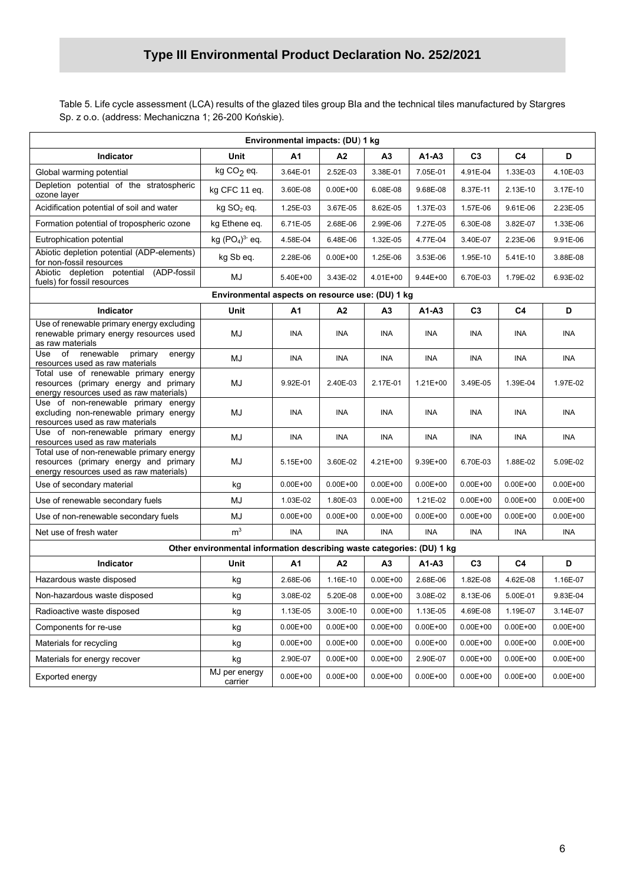## Type III Environmental Product Declaration No. 252/2021

Table 5. Life cycle assessment (LCA) results of the glazed tiles group BIa and the technical tiles manufactured by Stargres Sp. z o.o. (address: Mechaniczna 1; 26-200 Końskie).

| Environmental impacts: (DU) 1 kg | | | | | | | | |
|---|---|---|---|---|---|---|---|---|
| **Indicator** | **Unit** | **A1** | **A2** | **A3** | **A1-A3** | **C3** | **C4** | **D** |
| Global warming potential | kg $CO_2$ eq. | 3.64E-01 | 2.52E-03 | 3.38E-01 | 7.05E-01 | 4.91E-04 | 1.33E-03 | 4.10E-03 |
| Depletion potential of the stratospheric ozone layer | kg CFC 11 eq. | 3.60E-08 | 0.00E+00 | 6.08E-08 | 9.68E-08 | 8.37E-11 | 2.13E-10 | 3.17E-10 |
| Acidification potential of soil and water | kg $SO_2$ eq. | 1.25E-03 | 3.67E-05 | 8.62E-05 | 1.37E-03 | 1.57E-06 | 9.61E-06 | 2.23E-05 |
| Formation potential of tropospheric ozone | kg Ethene eq. | 6.71E-05 | 2.68E-06 | 2.99E-06 | 7.27E-05 | 6.30E-08 | 3.82E-07 | 1.33E-06 |
| Eutrophication potential | kg $(PO_4)^{3-}$ eq. | 4.58E-04 | 6.48E-06 | 1.32E-05 | 4.77E-04 | 3.40E-07 | 2.23E-06 | 9.91E-06 |
| Abiotic depletion potential (ADP-elements) for non-fossil resources | kg Sb eq. | 2.28E-06 | 0.00E+00 | 1.25E-06 | 3.53E-06 | 1.95E-10 | 5.41E-10 | 3.88E-08 |
| Abiotic depletion potential (ADP-fossil fuels) for fossil resources | MJ | 5.40E+00 | 3.43E-02 | 4.01E+00 | 9.44E+00 | 6.70E-03 | 1.79E-02 | 6.93E-02 |
| **Environmental aspects on resource use: (DU) 1 kg** | | | | | | | | |
| **Indicator** | **Unit** | **A1** | **A2** | **A3** | **A1-A3** | **C3** | **C4** | **D** |
| Use of renewable primary energy excluding renewable primary energy resources used as raw materials | MJ | INA | INA | INA | INA | INA | INA | INA |
| Use of renewable primary energy resources used as raw materials | MJ | INA | INA | INA | INA | INA | INA | INA |
| Total use of renewable primary energy resources (primary energy and primary energy resources used as raw materials) | MJ | 9.92E-01 | 2.40E-03 | 2.17E-01 | 1.21E+00 | 3.49E-05 | 1.39E-04 | 1.97E-02 |
| Use of non-renewable primary energy excluding non-renewable primary energy resources used as raw materials | MJ | INA | INA | INA | INA | INA | INA | INA |
| Use of non-renewable primary energy resources used as raw materials | MJ | INA | INA | INA | INA | INA | INA | INA |
| Total use of non-renewable primary energy resources (primary energy and primary energy resources used as raw materials) | MJ | 5.15E+00 | 3.60E-02 | 4.21E+00 | 9.39E+00 | 6.70E-03 | 1.88E-02 | 5.09E-02 |
| Use of secondary material | kg | 0.00E+00 | 0.00E+00 | 0.00E+00 | 0.00E+00 | 0.00E+00 | 0.00E+00 | 0.00E+00 |
| Use of renewable secondary fuels | MJ | 1.03E-02 | 1.80E-03 | 0.00E+00 | 1.21E-02 | 0.00E+00 | 0.00E+00 | 0.00E+00 |
| Use of non-renewable secondary fuels | MJ | 0.00E+00 | 0.00E+00 | 0.00E+00 | 0.00E+00 | 0.00E+00 | 0.00E+00 | 0.00E+00 |
| Net use of fresh water | $m^3$ | INA | INA | INA | INA | INA | INA | INA |
| **Other environmental information describing waste categories: (DU) 1 kg** | | | | | | | | |
| **Indicator** | **Unit** | **A1** | **A2** | **A3** | **A1-A3** | **C3** | **C4** | **D** |
| Hazardous waste disposed | kg | 2.68E-06 | 1.16E-10 | 0.00E+00 | 2.68E-06 | 1.82E-08 | 4.62E-08 | 1.16E-07 |
| Non-hazardous waste disposed | kg | 3.08E-02 | 5.20E-08 | 0.00E+00 | 3.08E-02 | 8.13E-06 | 5.00E-01 | 9.83E-04 |
| Radioactive waste disposed | kg | 1.13E-05 | 3.00E-10 | 0.00E+00 | 1.13E-05 | 4.69E-08 | 1.19E-07 | 3.14E-07 |
| Components for re-use | kg | 0.00E+00 | 0.00E+00 | 0.00E+00 | 0.00E+00 | 0.00E+00 | 0.00E+00 | 0.00E+00 |
| Materials for recycling | kg | 0.00E+00 | 0.00E+00 | 0.00E+00 | 0.00E+00 | 0.00E+00 | 0.00E+00 | 0.00E+00 |
| Materials for energy recover | kg | 2.90E-07 | 0.00E+00 | 0.00E+00 | 2.90E-07 | 0.00E+00 | 0.00E+00 | 0.00E+00 |
| Exported energy | MJ per energy carrier | 0.00E+00 | 0.00E+00 | 0.00E+00 | 0.00E+00 | 0.00E+00 | 0.00E+00 | 0.00E+00 |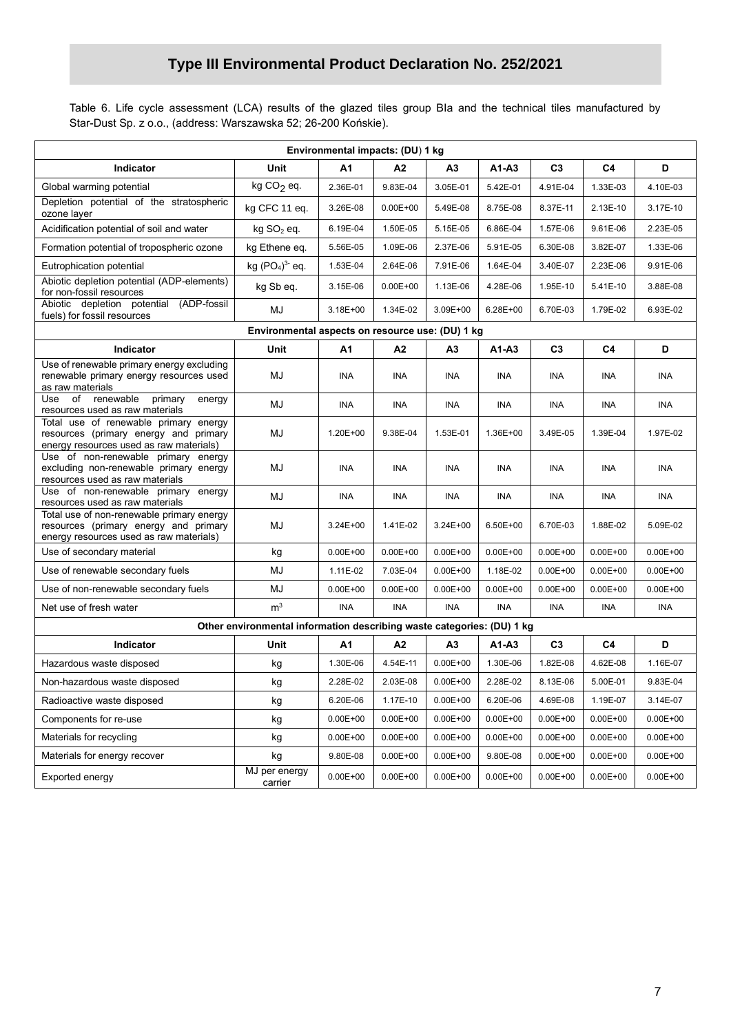# Type III Environmental Product Declaration No. 252/2021

Table 6. Life cycle assessment (LCA) results of the glazed tiles group BIa and the technical tiles manufactured by Star-Dust Sp. z o.o., (address: Warszawska 52; 26-200 Końskie).

| Environmental impacts: (DU) 1 kg | | | | | | | | |
|---|---|---|---|---|---|---|---|---|
| **Indicator** | **Unit** | **A1** | **A2** | **A3** | **A1-A3** | **C3** | **C4** | **D** |
| Global warming potential | kg $CO_2$ eq. | 2.36E-01 | 9.83E-04 | 3.05E-01 | 5.42E-01 | 4.91E-04 | 1.33E-03 | 4.10E-03 |
| Depletion potential of the stratospheric ozone layer | kg CFC 11 eq. | 3.26E-08 | 0.00E+00 | 5.49E-08 | 8.75E-08 | 8.37E-11 | 2.13E-10 | 3.17E-10 |
| Acidification potential of soil and water | kg $SO_2$ eq. | 6.19E-04 | 1.50E-05 | 5.15E-05 | 6.86E-04 | 1.57E-06 | 9.61E-06 | 2.23E-05 |
| Formation potential of tropospheric ozone | kg Ethene eq. | 5.56E-05 | 1.09E-06 | 2.37E-06 | 5.91E-05 | 6.30E-08 | 3.82E-07 | 1.33E-06 |
| Eutrophication potential | kg $(PO_4)^{3-}$ eq. | 1.53E-04 | 2.64E-06 | 7.91E-06 | 1.64E-04 | 3.40E-07 | 2.23E-06 | 9.91E-06 |
| Abiotic depletion potential (ADP-elements) for non-fossil resources | kg Sb eq. | 3.15E-06 | 0.00E+00 | 1.13E-06 | 4.28E-06 | 1.95E-10 | 5.41E-10 | 3.88E-08 |
| Abiotic depletion potential (ADP-fossil fuels) for fossil resources | MJ | 3.18E+00 | 1.34E-02 | 3.09E+00 | 6.28E+00 | 6.70E-03 | 1.79E-02 | 6.93E-02 |
| **Environmental aspects on resource use: (DU) 1 kg** | | | | | | | | |
| **Indicator** | **Unit** | **A1** | **A2** | **A3** | **A1-A3** | **C3** | **C4** | **D** |
| Use of renewable primary energy excluding renewable primary energy resources used as raw materials | MJ | INA | INA | INA | INA | INA | INA | INA |
| Use of renewable primary energy resources used as raw materials | MJ | INA | INA | INA | INA | INA | INA | INA |
| Total use of renewable primary energy resources (primary energy and primary energy resources used as raw materials) | MJ | 1.20E+00 | 9.38E-04 | 1.53E-01 | 1.36E+00 | 3.49E-05 | 1.39E-04 | 1.97E-02 |
| Use of non-renewable primary energy excluding non-renewable primary energy resources used as raw materials | MJ | INA | INA | INA | INA | INA | INA | INA |
| Use of non-renewable primary energy resources used as raw materials | MJ | INA | INA | INA | INA | INA | INA | INA |
| Total use of non-renewable primary energy resources (primary energy and primary energy resources used as raw materials) | MJ | 3.24E+00 | 1.41E-02 | 3.24E+00 | 6.50E+00 | 6.70E-03 | 1.88E-02 | 5.09E-02 |
| Use of secondary material | kg | 0.00E+00 | 0.00E+00 | 0.00E+00 | 0.00E+00 | 0.00E+00 | 0.00E+00 | 0.00E+00 |
| Use of renewable secondary fuels | MJ | 1.11E-02 | 7.03E-04 | 0.00E+00 | 1.18E-02 | 0.00E+00 | 0.00E+00 | 0.00E+00 |
| Use of non-renewable secondary fuels | MJ | 0.00E+00 | 0.00E+00 | 0.00E+00 | 0.00E+00 | 0.00E+00 | 0.00E+00 | 0.00E+00 |
| Net use of fresh water | $m^3$ | INA | INA | INA | INA | INA | INA | INA |
| **Other environmental information describing waste categories: (DU) 1 kg** | | | | | | | | |
| **Indicator** | **Unit** | **A1** | **A2** | **A3** | **A1-A3** | **C3** | **C4** | **D** |
| Hazardous waste disposed | kg | 1.30E-06 | 4.54E-11 | 0.00E+00 | 1.30E-06 | 1.82E-08 | 4.62E-08 | 1.16E-07 |
| Non-hazardous waste disposed | kg | 2.28E-02 | 2.03E-08 | 0.00E+00 | 2.28E-02 | 8.13E-06 | 5.00E-01 | 9.83E-04 |
| Radioactive waste disposed | kg | 6.20E-06 | 1.17E-10 | 0.00E+00 | 6.20E-06 | 4.69E-08 | 1.19E-07 | 3.14E-07 |
| Components for re-use | kg | 0.00E+00 | 0.00E+00 | 0.00E+00 | 0.00E+00 | 0.00E+00 | 0.00E+00 | 0.00E+00 |
| Materials for recycling | kg | 0.00E+00 | 0.00E+00 | 0.00E+00 | 0.00E+00 | 0.00E+00 | 0.00E+00 | 0.00E+00 |
| Materials for energy recover | kg | 9.80E-08 | 0.00E+00 | 0.00E+00 | 9.80E-08 | 0.00E+00 | 0.00E+00 | 0.00E+00 |
| Exported energy | MJ per energy carrier | 0.00E+00 | 0.00E+00 | 0.00E+00 | 0.00E+00 | 0.00E+00 | 0.00E+00 | 0.00E+00 |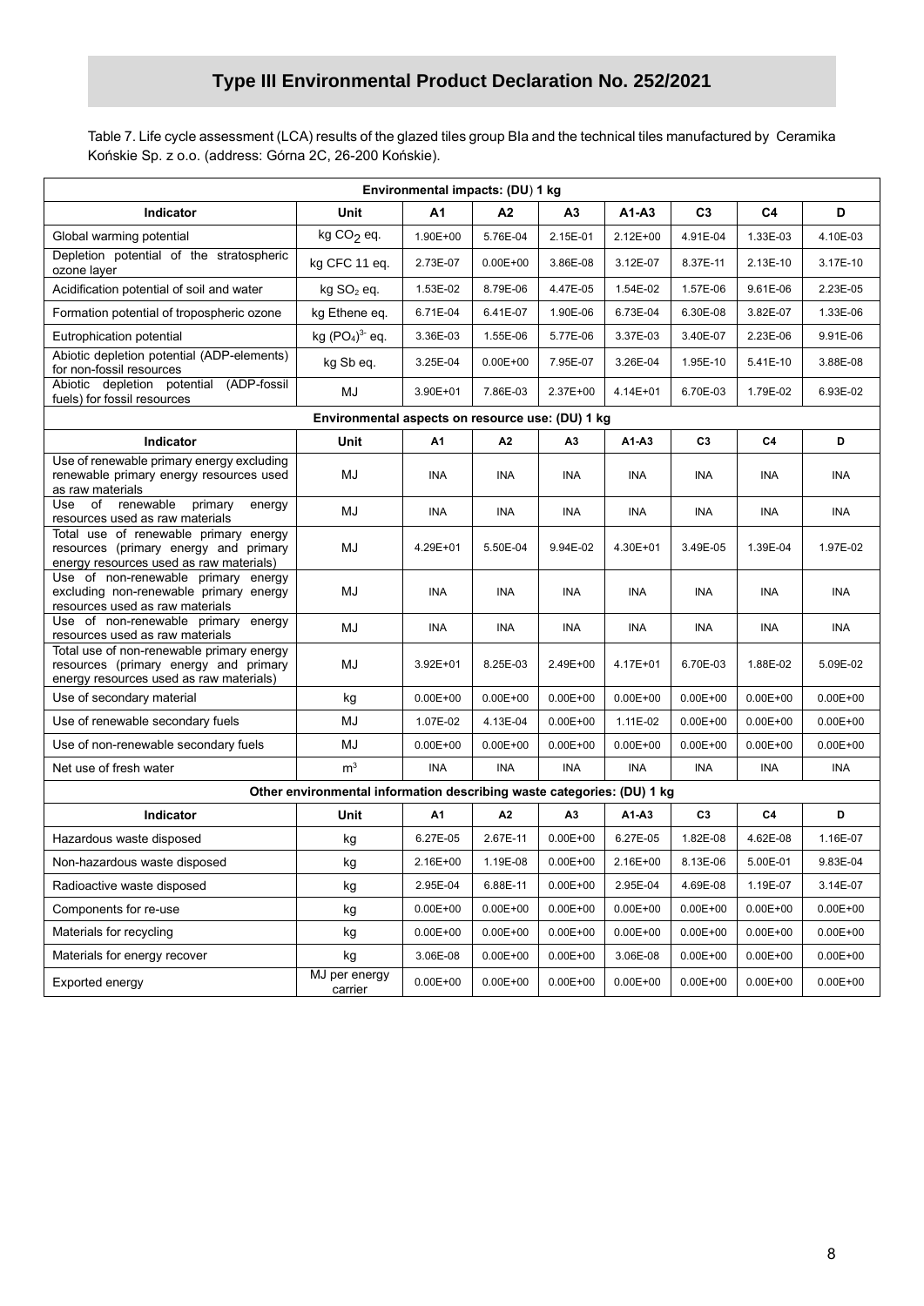# Type III Environmental Product Declaration No. 252/2021

Table 7. Life cycle assessment (LCA) results of the glazed tiles group BIa and the technical tiles manufactured by Ceramika Końskie Sp. z o.o. (address: Górna 2C, 26-200 Końskie).

| Environmental impacts: (DU) 1 kg | | | | | | | | |
|---|---|---|---|---|---|---|---|---|
| **Indicator** | **Unit** | **A1** | **A2** | **A3** | **A1-A3** | **C3** | **C4** | **D** |
| Global warming potential | kg $CO_2$ eq. | 1.90E+00 | 5.76E-04 | 2.15E-01 | 2.12E+00 | 4.91E-04 | 1.33E-03 | 4.10E-03 |
| Depletion potential of the stratospheric ozone layer | kg CFC 11 eq. | 2.73E-07 | 0.00E+00 | 3.86E-08 | 3.12E-07 | 8.37E-11 | 2.13E-10 | 3.17E-10 |
| Acidification potential of soil and water | kg $SO_2$ eq. | 1.53E-02 | 8.79E-06 | 4.47E-05 | 1.54E-02 | 1.57E-06 | 9.61E-06 | 2.23E-05 |
| Formation potential of tropospheric ozone | kg Ethene eq. | 6.71E-04 | 6.41E-07 | 1.90E-06 | 6.73E-04 | 6.30E-08 | 3.82E-07 | 1.33E-06 |
| Eutrophication potential | kg $(PO_4)^{3-}$ eq. | 3.36E-03 | 1.55E-06 | 5.77E-06 | 3.37E-03 | 3.40E-07 | 2.23E-06 | 9.91E-06 |
| Abiotic depletion potential (ADP-elements) for non-fossil resources | kg Sb eq. | 3.25E-04 | 0.00E+00 | 7.95E-07 | 3.26E-04 | 1.95E-10 | 5.41E-10 | 3.88E-08 |
| Abiotic depletion potential (ADP-fossil fuels) for fossil resources | MJ | 3.90E+01 | 7.86E-03 | 2.37E+00 | 4.14E+01 | 6.70E-03 | 1.79E-02 | 6.93E-02 |
| **Environmental aspects on resource use: (DU) 1 kg** | | | | | | | | |
| **Indicator** | **Unit** | **A1** | **A2** | **A3** | **A1-A3** | **C3** | **C4** | **D** |
| Use of renewable primary energy excluding renewable primary energy resources used as raw materials | MJ | INA | INA | INA | INA | INA | INA | INA |
| Use of renewable primary energy resources used as raw materials | MJ | INA | INA | INA | INA | INA | INA | INA |
| Total use of renewable primary energy resources (primary energy and primary energy resources used as raw materials) | MJ | 4.29E+01 | 5.50E-04 | 9.94E-02 | 4.30E+01 | 3.49E-05 | 1.39E-04 | 1.97E-02 |
| Use of non-renewable primary energy excluding non-renewable primary energy resources used as raw materials | MJ | INA | INA | INA | INA | INA | INA | INA |
| Use of non-renewable primary energy resources used as raw materials | MJ | INA | INA | INA | INA | INA | INA | INA |
| Total use of non-renewable primary energy resources (primary energy and primary energy resources used as raw materials) | MJ | 3.92E+01 | 8.25E-03 | 2.49E+00 | 4.17E+01 | 6.70E-03 | 1.88E-02 | 5.09E-02 |
| Use of secondary material | kg | 0.00E+00 | 0.00E+00 | 0.00E+00 | 0.00E+00 | 0.00E+00 | 0.00E+00 | 0.00E+00 |
| Use of renewable secondary fuels | MJ | 1.07E-02 | 4.13E-04 | 0.00E+00 | 1.11E-02 | 0.00E+00 | 0.00E+00 | 0.00E+00 |
| Use of non-renewable secondary fuels | MJ | 0.00E+00 | 0.00E+00 | 0.00E+00 | 0.00E+00 | 0.00E+00 | 0.00E+00 | 0.00E+00 |
| Net use of fresh water | $m^3$ | INA | INA | INA | INA | INA | INA | INA |
| **Other environmental information describing waste categories: (DU) 1 kg** | | | | | | | | |
| **Indicator** | **Unit** | **A1** | **A2** | **A3** | **A1-A3** | **C3** | **C4** | **D** |
| Hazardous waste disposed | kg | 6.27E-05 | 2.67E-11 | 0.00E+00 | 6.27E-05 | 1.82E-08 | 4.62E-08 | 1.16E-07 |
| Non-hazardous waste disposed | kg | 2.16E+00 | 1.19E-08 | 0.00E+00 | 2.16E+00 | 8.13E-06 | 5.00E-01 | 9.83E-04 |
| Radioactive waste disposed | kg | 2.95E-04 | 6.88E-11 | 0.00E+00 | 2.95E-04 | 4.69E-08 | 1.19E-07 | 3.14E-07 |
| Components for re-use | kg | 0.00E+00 | 0.00E+00 | 0.00E+00 | 0.00E+00 | 0.00E+00 | 0.00E+00 | 0.00E+00 |
| Materials for recycling | kg | 0.00E+00 | 0.00E+00 | 0.00E+00 | 0.00E+00 | 0.00E+00 | 0.00E+00 | 0.00E+00 |
| Materials for energy recover | kg | 3.06E-08 | 0.00E+00 | 0.00E+00 | 3.06E-08 | 0.00E+00 | 0.00E+00 | 0.00E+00 |
| Exported energy | MJ per energy carrier | 0.00E+00 | 0.00E+00 | 0.00E+00 | 0.00E+00 | 0.00E+00 | 0.00E+00 | 0.00E+00 |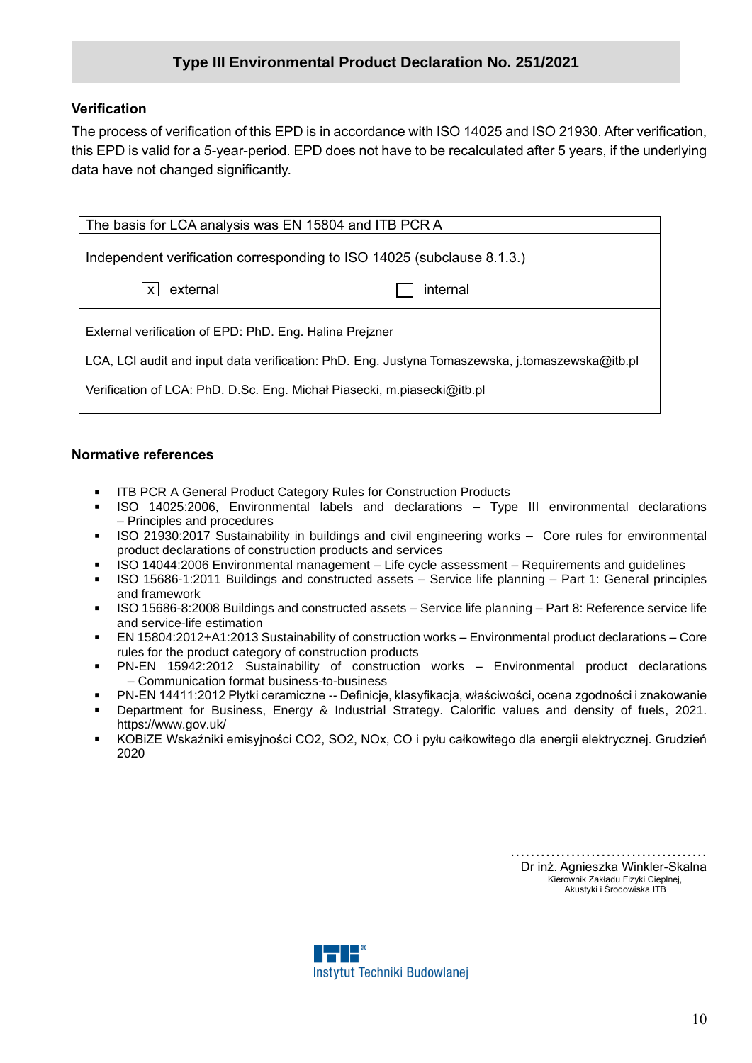## Type III Environmental Product Declaration No. 251/2021

### Verification

The process of verification of this EPD is in accordance with ISO 14025 and ISO 21930. After verification, this EPD is valid for a 5-year-period. EPD does not have to be recalculated after 5 years, if the underlying data have not changed significantly.

| The basis for LCA analysis was EN 15804 and ITB PCR A | |
|---|---|
| Independent verification corresponding to ISO 14025 (subclause 8.1.3.) | |
| [x] external | [ ] internal |
| External verification of EPD: PhD. Eng. Halina Prejzner<br>LCA, LCI audit and input data verification: PhD. Eng. Justyna Tomaszewska, j.tomaszewska@itb.pl<br>Verification of LCA: PhD. D.Sc. Eng. Michał Piasecki, m.piasecki@itb.pl | |

### Normative references

- ITB PCR A General Product Category Rules for Construction Products
- ISO 14025:2006, Environmental labels and declarations – Type III environmental declarations – Principles and procedures
- ISO 21930:2017 Sustainability in buildings and civil engineering works – Core rules for environmental product declarations of construction products and services
- ISO 14044:2006 Environmental management – Life cycle assessment – Requirements and guidelines
- ISO 15686-1:2011 Buildings and constructed assets – Service life planning – Part 1: General principles and framework
- ISO 15686-8:2008 Buildings and constructed assets – Service life planning – Part 8: Reference service life and service-life estimation
- EN 15804:2012+A1:2013 Sustainability of construction works – Environmental product declarations – Core rules for the product category of construction products
- PN-EN 15942:2012 Sustainability of construction works – Environmental product declarations – Communication format business-to-business
- PN-EN 14411:2012 Płytki ceramiczne -- Definicje, klasyfikacja, właściwości, ocena zgodności i znakowanie
- Department for Business, Energy & Industrial Strategy. Calorific values and density of fuels, 2021. https://www.gov.uk/
- KOBiZE Wskaźniki emisyjności $CO_2$, $SO_2$, $NO_x$, CO i pyłu całkowitego dla energii elektrycznej. Grudzień 2020

......................................
Dr inż. Agnieszka Winkler-Skalna
Kierownik Zakładu Fizyki Cieplnej, Akustyki i Środowiska ITB

Instytut Techniki Budowlanej